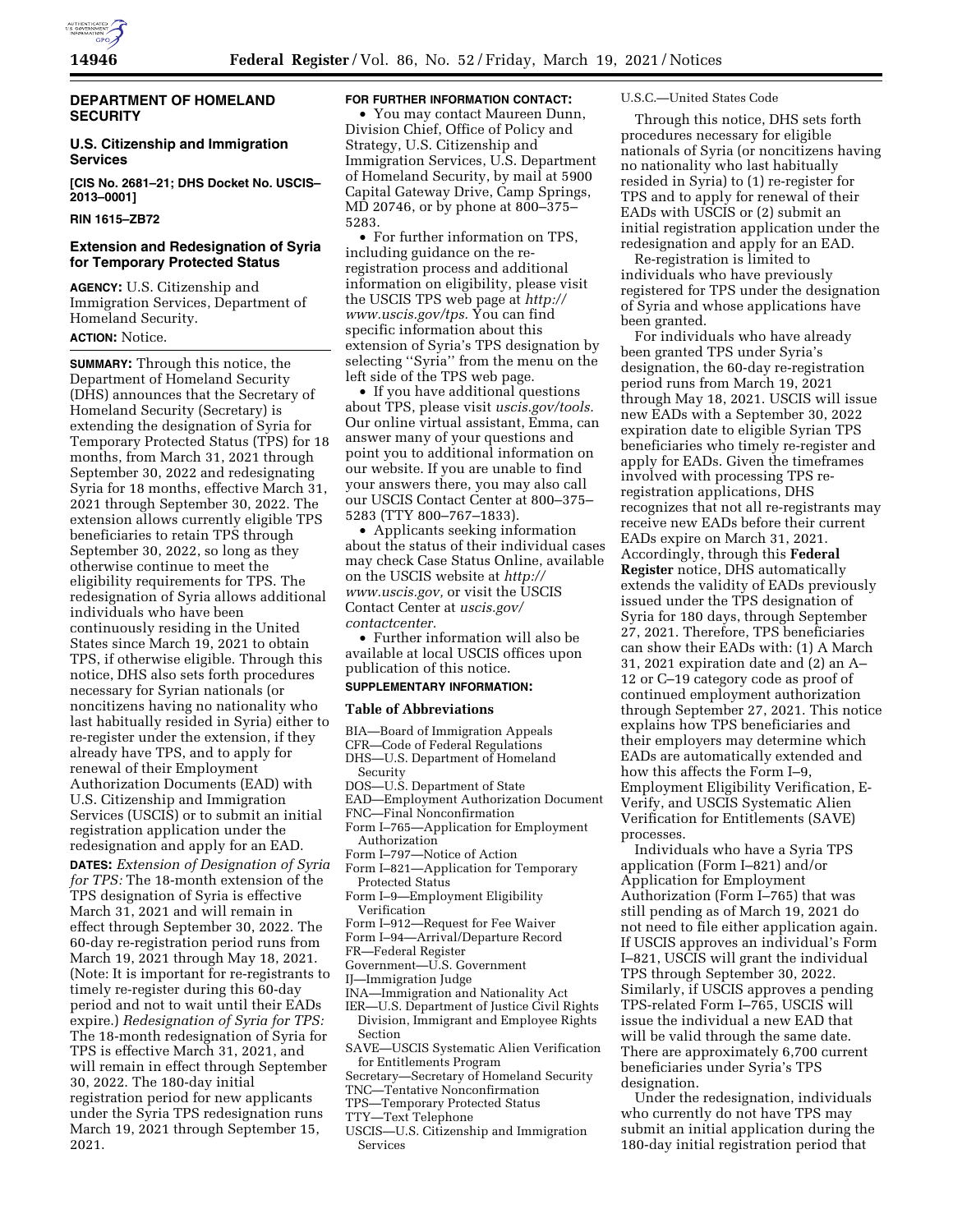**DEPARTMENT OF HOMELAND SECURITY**

**U.S. Citizenship and Immigration Services**

**[CIS No. 2681–21; DHS Docket No. USCIS–2013–0001]**

**RIN 1615–ZB72**

## Extension and Redesignation of Syria for Temporary Protected Status

**AGENCY:** U.S. Citizenship and Immigration Services, Department of Homeland Security.

**ACTION:** Notice.

**SUMMARY:** Through this notice, the Department of Homeland Security (DHS) announces that the Secretary of Homeland Security (Secretary) is extending the designation of Syria for Temporary Protected Status (TPS) for 18 months, from March 31, 2021 through September 30, 2022 and redesignating Syria for 18 months, effective March 31, 2021 through September 30, 2022. The extension allows currently eligible TPS beneficiaries to retain TPS through September 30, 2022, so long as they otherwise continue to meet the eligibility requirements for TPS. The redesignation of Syria allows additional individuals who have been continuously residing in the United States since March 19, 2021 to obtain TPS, if otherwise eligible. Through this notice, DHS also sets forth procedures necessary for Syrian nationals (or noncitizens having no nationality who last habitually resided in Syria) either to re-register under the extension, if they already have TPS, and to apply for renewal of their Employment Authorization Documents (EAD) with U.S. Citizenship and Immigration Services (USCIS) or to submit an initial registration application under the redesignation and apply for an EAD.

**DATES:** *Extension of Designation of Syria for TPS:* The 18-month extension of the TPS designation of Syria is effective March 31, 2021 and will remain in effect through September 30, 2022. The 60-day re-registration period runs from March 19, 2021 through May 18, 2021. (Note: It is important for re-registrants to timely re-register during this 60-day period and not to wait until their EADs expire.) *Redesignation of Syria for TPS:* The 18-month redesignation of Syria for TPS is effective March 31, 2021, and will remain in effect through September 30, 2022. The 180-day initial registration period for new applicants under the Syria TPS redesignation runs March 19, 2021 through September 15, 2021.

**FOR FURTHER INFORMATION CONTACT:**

- You may contact Maureen Dunn, Division Chief, Office of Policy and Strategy, U.S. Citizenship and Immigration Services, U.S. Department of Homeland Security, by mail at 5900 Capital Gateway Drive, Camp Springs, MD 20746, or by phone at 800–375–5283.
- For further information on TPS, including guidance on the re-registration process and additional information on eligibility, please visit the USCIS TPS web page at *http://www.uscis.gov/tps.* You can find specific information about this extension of Syria's TPS designation by selecting ''Syria'' from the menu on the left side of the TPS web page.
- If you have additional questions about TPS, please visit *uscis.gov/tools.* Our online virtual assistant, Emma, can answer many of your questions and point you to additional information on our website. If you are unable to find your answers there, you may also call our USCIS Contact Center at 800–375–5283 (TTY 800–767–1833).
- Applicants seeking information about the status of their individual cases may check Case Status Online, available on the USCIS website at *http://www.uscis.gov,* or visit the USCIS Contact Center at *uscis.gov/contactcenter.*
- Further information will also be available at local USCIS offices upon publication of this notice.

**SUPPLEMENTARY INFORMATION:**

### Table of Abbreviations

BIA—Board of Immigration Appeals
CFR—Code of Federal Regulations
DHS—U.S. Department of Homeland Security
DOS—U.S. Department of State
EAD—Employment Authorization Document
FNC—Final Nonconfirmation
Form I–765—Application for Employment Authorization
Form I–797—Notice of Action
Form I–821—Application for Temporary Protected Status
Form I–9—Employment Eligibility Verification
Form I–912—Request for Fee Waiver
Form I–94—Arrival/Departure Record
FR—Federal Register
Government—U.S. Government
IJ—Immigration Judge
INA—Immigration and Nationality Act
IER—U.S. Department of Justice Civil Rights Division, Immigrant and Employee Rights Section
SAVE—USCIS Systematic Alien Verification for Entitlements Program
Secretary—Secretary of Homeland Security
TNC—Tentative Nonconfirmation
TPS—Temporary Protected Status
TTY—Text Telephone
USCIS—U.S. Citizenship and Immigration Services
U.S.C.—United States Code

Through this notice, DHS sets forth procedures necessary for eligible nationals of Syria (or noncitizens having no nationality who last habitually resided in Syria) to (1) re-register for TPS and to apply for renewal of their EADs with USCIS or (2) submit an initial registration application under the redesignation and apply for an EAD.

Re-registration is limited to individuals who have previously registered for TPS under the designation of Syria and whose applications have been granted.

For individuals who have already been granted TPS under Syria's designation, the 60-day re-registration period runs from March 19, 2021 through May 18, 2021. USCIS will issue new EADs with a September 30, 2022 expiration date to eligible Syrian TPS beneficiaries who timely re-register and apply for EADs. Given the timeframes involved with processing TPS re-registration applications, DHS recognizes that not all re-registrants may receive new EADs before their current EADs expire on March 31, 2021. Accordingly, through this **Federal Register** notice, DHS automatically extends the validity of EADs previously issued under the TPS designation of Syria for 180 days, through September 27, 2021. Therefore, TPS beneficiaries can show their EADs with: (1) A March 31, 2021 expiration date and (2) an A–12 or C–19 category code as proof of continued employment authorization through September 27, 2021. This notice explains how TPS beneficiaries and their employers may determine which EADs are automatically extended and how this affects the Form I–9, Employment Eligibility Verification, E-Verify, and USCIS Systematic Alien Verification for Entitlements (SAVE) processes.

Individuals who have a Syria TPS application (Form I–821) and/or Application for Employment Authorization (Form I–765) that was still pending as of March 19, 2021 do not need to file either application again. If USCIS approves an individual's Form I–821, USCIS will grant the individual TPS through September 30, 2022. Similarly, if USCIS approves a pending TPS-related Form I–765, USCIS will issue the individual a new EAD that will be valid through the same date. There are approximately 6,700 current beneficiaries under Syria's TPS designation.

Under the redesignation, individuals who currently do not have TPS may submit an initial application during the 180-day initial registration period that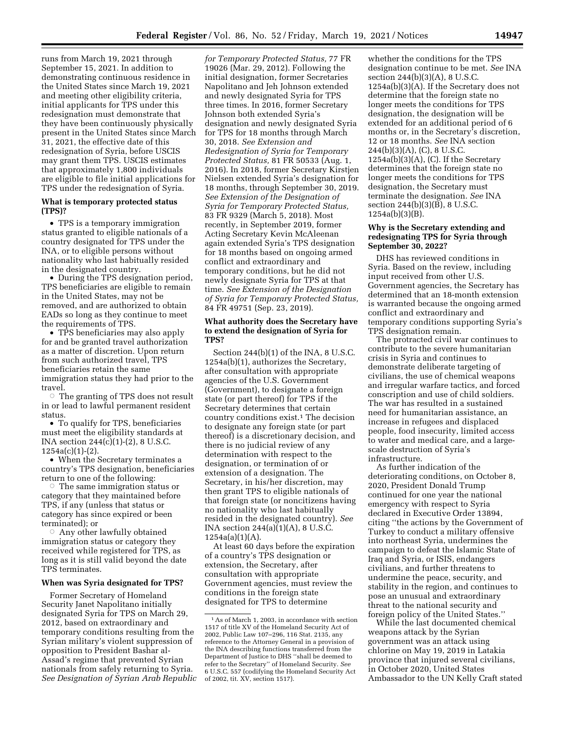runs from March 19, 2021 through September 15, 2021. In addition to demonstrating continuous residence in the United States since March 19, 2021 and meeting other eligibility criteria, initial applicants for TPS under this redesignation must demonstrate that they have been continuously physically present in the United States since March 31, 2021, the effective date of this redesignation of Syria, before USCIS may grant them TPS. USCIS estimates that approximately 1,800 individuals are eligible to file initial applications for TPS under the redesignation of Syria.

**What is temporary protected status (TPS)?**

- TPS is a temporary immigration status granted to eligible nationals of a country designated for TPS under the INA, or to eligible persons without nationality who last habitually resided in the designated country.
- During the TPS designation period, TPS beneficiaries are eligible to remain in the United States, may not be removed, and are authorized to obtain EADs so long as they continue to meet the requirements of TPS.
- TPS beneficiaries may also apply for and be granted travel authorization as a matter of discretion. Upon return from such authorized travel, TPS beneficiaries retain the same immigration status they had prior to the travel.
  - The granting of TPS does not result in or lead to lawful permanent resident status.
- To qualify for TPS, beneficiaries must meet the eligibility standards at INA section 244(c)(1)-(2), 8 U.S.C. 1254a(c)(1)-(2).
- When the Secretary terminates a country's TPS designation, beneficiaries return to one of the following:
  - The same immigration status or category that they maintained before TPS, if any (unless that status or category has since expired or been terminated); or
  - Any other lawfully obtained immigration status or category they received while registered for TPS, as long as it is still valid beyond the date TPS terminates.

**When was Syria designated for TPS?**

Former Secretary of Homeland Security Janet Napolitano initially designated Syria for TPS on March 29, 2012, based on extraordinary and temporary conditions resulting from the Syrian military's violent suppression of opposition to President Bashar al-Assad's regime that prevented Syrian nationals from safely returning to Syria. *See Designation of Syrian Arab Republic for Temporary Protected Status,* 77 FR 19026 (Mar. 29, 2012). Following the initial designation, former Secretaries Napolitano and Jeh Johnson extended and newly designated Syria for TPS three times. In 2016, former Secretary Johnson both extended Syria's designation and newly designated Syria for TPS for 18 months through March 30, 2018. *See Extension and Redesignation of Syria for Temporary Protected Status,* 81 FR 50533 (Aug. 1, 2016). In 2018, former Secretary Kirstjen Nielsen extended Syria's designation for 18 months, through September 30, 2019. *See Extension of the Designation of Syria for Temporary Protected Status,* 83 FR 9329 (March 5, 2018). Most recently, in September 2019, former Acting Secretary Kevin McAleenan again extended Syria's TPS designation for 18 months based on ongoing armed conflict and extraordinary and temporary conditions, but he did not newly designate Syria for TPS at that time. *See Extension of the Designation of Syria for Temporary Protected Status,* 84 FR 49751 (Sep. 23, 2019).

**What authority does the Secretary have to extend the designation of Syria for TPS?**

Section 244(b)(1) of the INA, 8 U.S.C. 1254a(b)(1), authorizes the Secretary, after consultation with appropriate agencies of the U.S. Government (Government), to designate a foreign state (or part thereof) for TPS if the Secretary determines that certain country conditions exist.[1] The decision to designate any foreign state (or part thereof) is a discretionary decision, and there is no judicial review of any determination with respect to the designation, or termination of or extension of a designation. The Secretary, in his/her discretion, may then grant TPS to eligible nationals of that foreign state (or noncitizens having no nationality who last habitually resided in the designated country). *See* INA section 244(a)(1)(A), 8 U.S.C. 1254a(a)(1)(A).

At least 60 days before the expiration of a country's TPS designation or extension, the Secretary, after consultation with appropriate Government agencies, must review the conditions in the foreign state designated for TPS to determine whether the conditions for the TPS designation continue to be met. *See* INA section 244(b)(3)(A), 8 U.S.C. 1254a(b)(3)(A). If the Secretary does not determine that the foreign state no longer meets the conditions for TPS designation, the designation will be extended for an additional period of 6 months or, in the Secretary's discretion, 12 or 18 months. *See* INA section 244(b)(3)(A), (C), 8 U.S.C. 1254a(b)(3)(A), (C). If the Secretary determines that the foreign state no longer meets the conditions for TPS designation, the Secretary must terminate the designation. *See* INA section 244(b)(3)(B), 8 U.S.C. 1254a(b)(3)(B).

**Why is the Secretary extending and redesignating TPS for Syria through September 30, 2022?**

DHS has reviewed conditions in Syria. Based on the review, including input received from other U.S. Government agencies, the Secretary has determined that an 18-month extension is warranted because the ongoing armed conflict and extraordinary and temporary conditions supporting Syria's TPS designation remain.

The protracted civil war continues to contribute to the severe humanitarian crisis in Syria and continues to demonstrate deliberate targeting of civilians, the use of chemical weapons and irregular warfare tactics, and forced conscription and use of child soldiers. The war has resulted in a sustained need for humanitarian assistance, an increase in refugees and displaced people, food insecurity, limited access to water and medical care, and a large-scale destruction of Syria's infrastructure.

As further indication of the deteriorating conditions, on October 8, 2020, President Donald Trump continued for one year the national emergency with respect to Syria declared in Executive Order 13894, citing "the actions by the Government of Turkey to conduct a military offensive into northeast Syria, undermines the campaign to defeat the Islamic State of Iraq and Syria, or ISIS, endangers civilians, and further threatens to undermine the peace, security, and stability in the region, and continues to pose an unusual and extraordinary threat to the national security and foreign policy of the United States."

While the last documented chemical weapons attack by the Syrian government was an attack using chlorine on May 19, 2019 in Latakia province that injured several civilians, in October 2020, United States Ambassador to the UN Kelly Craft stated

[1] As of March 1, 2003, in accordance with section 1517 of title XV of the Homeland Security Act of 2002, Public Law 107–296, 116 Stat. 2135, any reference to the Attorney General in a provision of the INA describing functions transferred from the Department of Justice to DHS "shall be deemed to refer to the Secretary" of Homeland Security. *See* 6 U.S.C. 557 (codifying the Homeland Security Act of 2002, tit. XV, section 1517).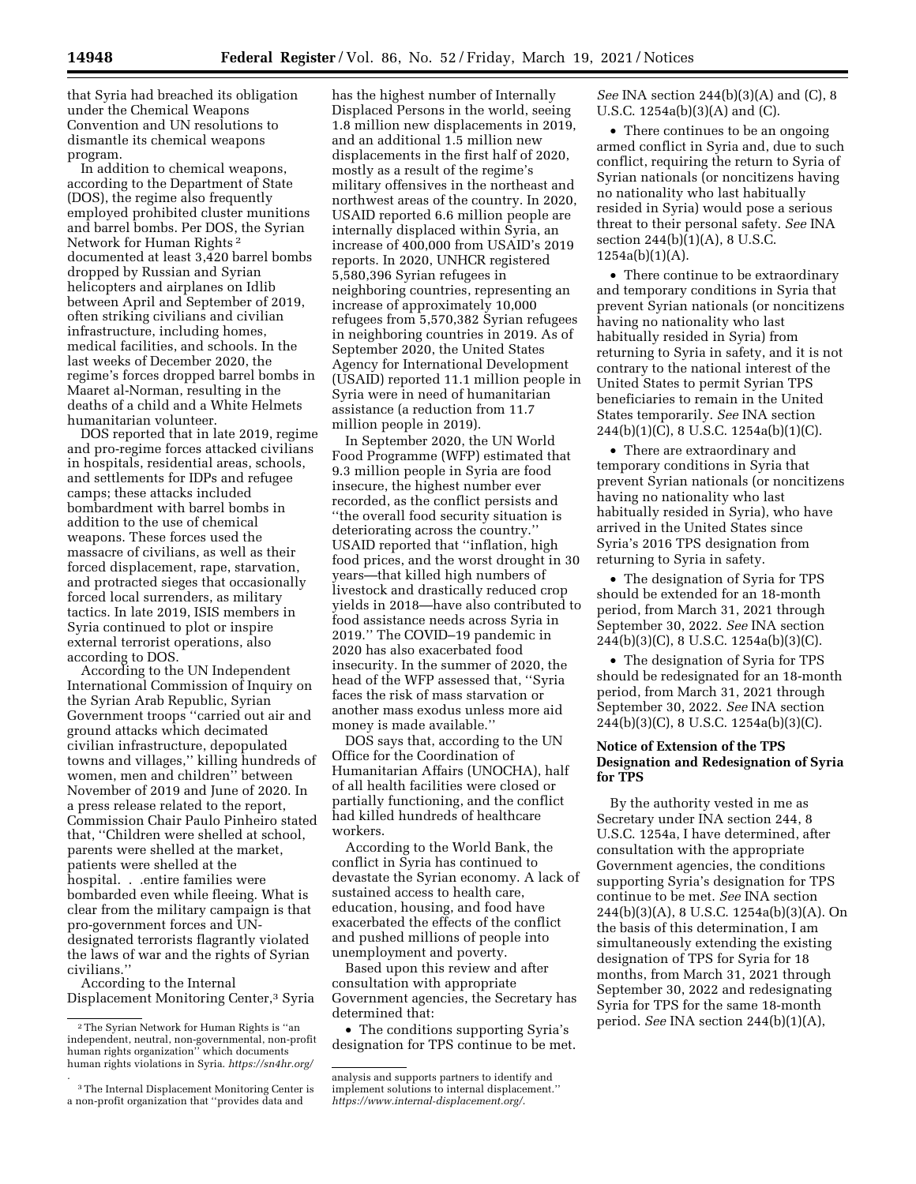that Syria had breached its obligation under the Chemical Weapons Convention and UN resolutions to dismantle its chemical weapons program.

In addition to chemical weapons, according to the Department of State (DOS), the regime also frequently employed prohibited cluster munitions and barrel bombs. Per DOS, the Syrian Network for Human Rights [2] documented at least 3,420 barrel bombs dropped by Russian and Syrian helicopters and airplanes on Idlib between April and September of 2019, often striking civilians and civilian infrastructure, including homes, medical facilities, and schools. In the last weeks of December 2020, the regime's forces dropped barrel bombs in Maaret al-Norman, resulting in the deaths of a child and a White Helmets humanitarian volunteer.

DOS reported that in late 2019, regime and pro-regime forces attacked civilians in hospitals, residential areas, schools, and settlements for IDPs and refugee camps; these attacks included bombardment with barrel bombs in addition to the use of chemical weapons. These forces used the massacre of civilians, as well as their forced displacement, rape, starvation, and protracted sieges that occasionally forced local surrenders, as military tactics. In late 2019, ISIS members in Syria continued to plot or inspire external terrorist operations, also according to DOS.

According to the UN Independent International Commission of Inquiry on the Syrian Arab Republic, Syrian Government troops ''carried out air and ground attacks which decimated civilian infrastructure, depopulated towns and villages,'' killing hundreds of women, men and children'' between November of 2019 and June of 2020. In a press release related to the report, Commission Chair Paulo Pinheiro stated that, ''Children were shelled at school, parents were shelled at the market, patients were shelled at the hospital. . .entire families were bombarded even while fleeing. What is clear from the military campaign is that pro-government forces and UN-designated terrorists flagrantly violated the laws of war and the rights of Syrian civilians.''

According to the Internal Displacement Monitoring Center,[3] Syria has the highest number of Internally Displaced Persons in the world, seeing 1.8 million new displacements in 2019, and an additional 1.5 million new displacements in the first half of 2020, mostly as a result of the regime's military offensives in the northeast and northwest areas of the country. In 2020, USAID reported 6.6 million people are internally displaced within Syria, an increase of 400,000 from USAID's 2019 reports. In 2020, UNHCR registered 5,580,396 Syrian refugees in neighboring countries, representing an increase of approximately 10,000 refugees from 5,570,382 Syrian refugees in neighboring countries in 2019. As of September 2020, the United States Agency for International Development (USAID) reported 11.1 million people in Syria were in need of humanitarian assistance (a reduction from 11.7 million people in 2019).

In September 2020, the UN World Food Programme (WFP) estimated that 9.3 million people in Syria are food insecure, the highest number ever recorded, as the conflict persists and ''the overall food security situation is deteriorating across the country.'' USAID reported that ''inflation, high food prices, and the worst drought in 30 years—that killed high numbers of livestock and drastically reduced crop yields in 2018—have also contributed to food assistance needs across Syria in 2019.'' The COVID–19 pandemic in 2020 has also exacerbated food insecurity. In the summer of 2020, the head of the WFP assessed that, ''Syria faces the risk of mass starvation or another mass exodus unless more aid money is made available.''

DOS says that, according to the UN Office for the Coordination of Humanitarian Affairs (UNOCHA), half of all health facilities were closed or partially functioning, and the conflict had killed hundreds of healthcare workers.

According to the World Bank, the conflict in Syria has continued to devastate the Syrian economy. A lack of sustained access to health care, education, housing, and food have exacerbated the effects of the conflict and pushed millions of people into unemployment and poverty.

Based upon this review and after consultation with appropriate Government agencies, the Secretary has determined that:

- The conditions supporting Syria's designation for TPS continue to be met. *See* INA section 244(b)(3)(A) and (C), 8 U.S.C. 1254a(b)(3)(A) and (C).
- There continues to be an ongoing armed conflict in Syria and, due to such conflict, requiring the return to Syria of Syrian nationals (or noncitizens having no nationality who last habitually resided in Syria) would pose a serious threat to their personal safety. *See* INA section 244(b)(1)(A), 8 U.S.C. 1254a(b)(1)(A).
- There continue to be extraordinary and temporary conditions in Syria that prevent Syrian nationals (or noncitizens having no nationality who last habitually resided in Syria) from returning to Syria in safety, and it is not contrary to the national interest of the United States to permit Syrian TPS beneficiaries to remain in the United States temporarily. *See* INA section 244(b)(1)(C), 8 U.S.C. 1254a(b)(1)(C).
- There are extraordinary and temporary conditions in Syria that prevent Syrian nationals (or noncitizens having no nationality who last habitually resided in Syria), who have arrived in the United States since Syria's 2016 TPS designation from returning to Syria in safety.
- The designation of Syria for TPS should be extended for an 18-month period, from March 31, 2021 through September 30, 2022. *See* INA section 244(b)(3)(C), 8 U.S.C. 1254a(b)(3)(C).
- The designation of Syria for TPS should be redesignated for an 18-month period, from March 31, 2021 through September 30, 2022. *See* INA section 244(b)(3)(C), 8 U.S.C. 1254a(b)(3)(C).

## Notice of Extension of the TPS Designation and Redesignation of Syria for TPS

By the authority vested in me as Secretary under INA section 244, 8 U.S.C. 1254a, I have determined, after consultation with the appropriate Government agencies, the conditions supporting Syria's designation for TPS continue to be met. *See* INA section 244(b)(3)(A), 8 U.S.C. 1254a(b)(3)(A). On the basis of this determination, I am simultaneously extending the existing designation of TPS for Syria for 18 months, from March 31, 2021 through September 30, 2022 and redesignating Syria for TPS for the same 18-month period. *See* INA section 244(b)(1)(A),

---

[2] The Syrian Network for Human Rights is ''an independent, neutral, non-governmental, non-profit human rights organization'' which documents human rights violations in Syria. *https://sn4hr.org/*.

[3] The Internal Displacement Monitoring Center is a non-profit organization that ''provides data and analysis and supports partners to identify and implement solutions to internal displacement.'' *https://www.internal-displacement.org/*.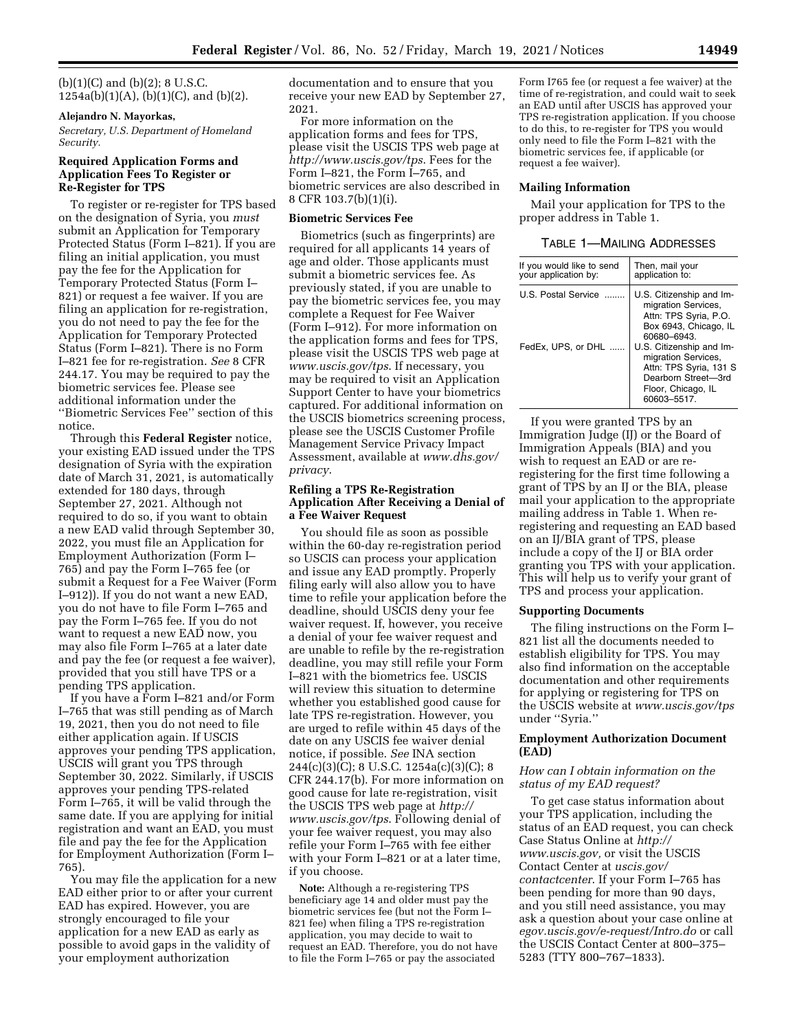(b)(1)(C) and (b)(2); 8 U.S.C. 1254a(b)(1)(A), (b)(1)(C), and (b)(2).

**Alejandro N. Mayorkas,**

*Secretary, U.S. Department of Homeland Security.*

### Required Application Forms and Application Fees To Register or Re-Register for TPS

To register or re-register for TPS based on the designation of Syria, you *must* submit an Application for Temporary Protected Status (Form I–821). If you are filing an initial application, you must pay the fee for the Application for Temporary Protected Status (Form I–821) or request a fee waiver. If you are filing an application for re-registration, you do not need to pay the fee for the Application for Temporary Protected Status (Form I–821). There is no Form I–821 fee for re-registration. *See* 8 CFR 244.17. You may be required to pay the biometric services fee. Please see additional information under the ''Biometric Services Fee'' section of this notice.

Through this **Federal Register** notice, your existing EAD issued under the TPS designation of Syria with the expiration date of March 31, 2021, is automatically extended for 180 days, through September 27, 2021. Although not required to do so, if you want to obtain a new EAD valid through September 30, 2022, you must file an Application for Employment Authorization (Form I–765) and pay the Form I–765 fee (or submit a Request for a Fee Waiver (Form I–912)). If you do not want a new EAD, you do not have to file Form I–765 and pay the Form I–765 fee. If you do not want to request a new EAD now, you may also file Form I–765 at a later date and pay the fee (or request a fee waiver), provided that you still have TPS or a pending TPS application.

If you have a Form I–821 and/or Form I–765 that was still pending as of March 19, 2021, then you do not need to file either application again. If USCIS approves your pending TPS application, USCIS will grant you TPS through September 30, 2022. Similarly, if USCIS approves your pending TPS-related Form I–765, it will be valid through the same date. If you are applying for initial registration and want an EAD, you must file and pay the fee for the Application for Employment Authorization (Form I–765).

You may file the application for a new EAD either prior to or after your current EAD has expired. However, you are strongly encouraged to file your application for a new EAD as early as possible to avoid gaps in the validity of your employment authorization documentation and to ensure that you receive your new EAD by September 27, 2021.

For more information on the application forms and fees for TPS, please visit the USCIS TPS web page at *http://www.uscis.gov/tps*. Fees for the Form I–821, the Form I–765, and biometric services are also described in 8 CFR 103.7(b)(1)(i).

### Biometric Services Fee

Biometrics (such as fingerprints) are required for all applicants 14 years of age and older. Those applicants must submit a biometric services fee. As previously stated, if you are unable to pay the biometric services fee, you may complete a Request for Fee Waiver (Form I–912). For more information on the application forms and fees for TPS, please visit the USCIS TPS web page at *www.uscis.gov/tps*. If necessary, you may be required to visit an Application Support Center to have your biometrics captured. For additional information on the USCIS biometrics screening process, please see the USCIS Customer Profile Management Service Privacy Impact Assessment, available at *www.dhs.gov/privacy*.

### Refiling a TPS Re-Registration Application After Receiving a Denial of a Fee Waiver Request

You should file as soon as possible within the 60-day re-registration period so USCIS can process your application and issue any EAD promptly. Properly filing early will also allow you to have time to refile your application before the deadline, should USCIS deny your fee waiver request. If, however, you receive a denial of your fee waiver request and are unable to refile by the re-registration deadline, you may still refile your Form I–821 with the biometrics fee. USCIS will review this situation to determine whether you established good cause for late TPS re-registration. However, you are urged to refile within 45 days of the date on any USCIS fee waiver denial notice, if possible. *See* INA section 244(c)(3)(C); 8 U.S.C. 1254a(c)(3)(C); 8 CFR 244.17(b). For more information on good cause for late re-registration, visit the USCIS TPS web page at *http://www.uscis.gov/tps*. Following denial of your fee waiver request, you may also refile your Form I–765 with fee either with your Form I–821 or at a later time, if you choose.

**Note:** Although a re-registering TPS beneficiary age 14 and older must pay the biometric services fee (but not the Form I–821 fee) when filing a TPS re-registration application, you may decide to wait to request an EAD. Therefore, you do not have to file the Form I–765 or pay the associated Form I765 fee (or request a fee waiver) at the time of re-registration, and could wait to seek an EAD until after USCIS has approved your TPS re-registration application. If you choose to do this, to re-register for TPS you would only need to file the Form I–821 with the biometric services fee, if applicable (or request a fee waiver).

### Mailing Information

Mail your application for TPS to the proper address in Table 1.

TABLE 1—MAILING ADDRESSES

| If you would like to send your application by: | Then, mail your application to: |
|---|---|
| U.S. Postal Service | U.S. Citizenship and Immigration Services, Attn: TPS Syria, P.O. Box 6943, Chicago, IL 60680–6943. |
| FedEx, UPS, or DHL | U.S. Citizenship and Immigration Services, Attn: TPS Syria, 131 S Dearborn Street—3rd Floor, Chicago, IL 60603–5517. |

If you were granted TPS by an Immigration Judge (IJ) or the Board of Immigration Appeals (BIA) and you wish to request an EAD or are re-registering for the first time following a grant of TPS by an IJ or the BIA, please mail your application to the appropriate mailing address in Table 1. When re-registering and requesting an EAD based on an IJ/BIA grant of TPS, please include a copy of the IJ or BIA order granting you TPS with your application. This will help us to verify your grant of TPS and process your application.

### Supporting Documents

The filing instructions on the Form I–821 list all the documents needed to establish eligibility for TPS. You may also find information on the acceptable documentation and other requirements for applying or registering for TPS on the USCIS website at *www.uscis.gov/tps* under ''Syria.''

### Employment Authorization Document (EAD)

*How can I obtain information on the status of my EAD request?*

To get case status information about your TPS application, including the status of an EAD request, you can check Case Status Online at *http://www.uscis.gov,* or visit the USCIS Contact Center at *uscis.gov/contactcenter*. If your Form I–765 has been pending for more than 90 days, and you still need assistance, you may ask a question about your case online at *egov.uscis.gov/e-request/Intro.do* or call the USCIS Contact Center at 800–375–5283 (TTY 800–767–1833).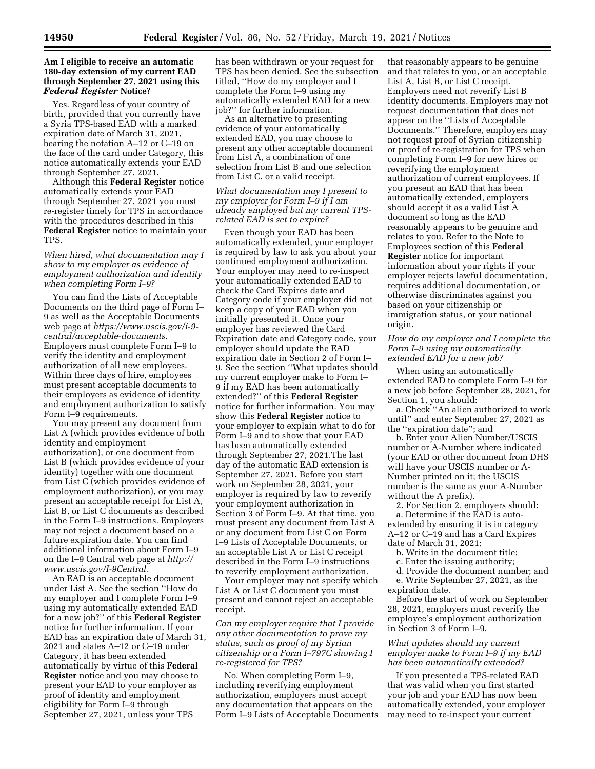**Am I eligible to receive an automatic 180-day extension of my current EAD through September 27, 2021 using this *Federal Register* Notice?**

Yes. Regardless of your country of birth, provided that you currently have a Syria TPS-based EAD with a marked expiration date of March 31, 2021, bearing the notation A–12 or C–19 on the face of the card under Category, this notice automatically extends your EAD through September 27, 2021.

Although this **Federal Register** notice automatically extends your EAD through September 27, 2021 you must re-register timely for TPS in accordance with the procedures described in this **Federal Register** notice to maintain your TPS.

*When hired, what documentation may I show to my employer as evidence of employment authorization and identity when completing Form I–9?*

You can find the Lists of Acceptable Documents on the third page of Form I–9 as well as the Acceptable Documents web page at *https://www.uscis.gov/i-9-central/acceptable-documents*. Employers must complete Form I–9 to verify the identity and employment authorization of all new employees. Within three days of hire, employees must present acceptable documents to their employers as evidence of identity and employment authorization to satisfy Form I–9 requirements.

You may present any document from List A (which provides evidence of both identity and employment authorization), or one document from List B (which provides evidence of your identity) together with one document from List C (which provides evidence of employment authorization), or you may present an acceptable receipt for List A, List B, or List C documents as described in the Form I–9 instructions. Employers may not reject a document based on a future expiration date. You can find additional information about Form I–9 on the I–9 Central web page at *http://www.uscis.gov/I-9Central*.

An EAD is an acceptable document under List A. See the section ''How do my employer and I complete Form I–9 using my automatically extended EAD for a new job?'' of this **Federal Register** notice for further information. If your EAD has an expiration date of March 31, 2021 and states A–12 or C–19 under Category, it has been extended automatically by virtue of this **Federal Register** notice and you may choose to present your EAD to your employer as proof of identity and employment eligibility for Form I–9 through September 27, 2021, unless your TPS has been withdrawn or your request for TPS has been denied. See the subsection titled, ''How do my employer and I complete the Form I–9 using my automatically extended EAD for a new job?'' for further information.

As an alternative to presenting evidence of your automatically extended EAD, you may choose to present any other acceptable document from List A, a combination of one selection from List B and one selection from List C, or a valid receipt.

*What documentation may I present to my employer for Form I–9 if I am already employed but my current TPS-related EAD is set to expire?*

Even though your EAD has been automatically extended, your employer is required by law to ask you about your continued employment authorization. Your employer may need to re-inspect your automatically extended EAD to check the Card Expires date and Category code if your employer did not keep a copy of your EAD when you initially presented it. Once your employer has reviewed the Card Expiration date and Category code, your employer should update the EAD expiration date in Section 2 of Form I–9. See the section ''What updates should my current employer make to Form I–9 if my EAD has been automatically extended?'' of this **Federal Register** notice for further information. You may show this **Federal Register** notice to your employer to explain what to do for Form I–9 and to show that your EAD has been automatically extended through September 27, 2021.The last day of the automatic EAD extension is September 27, 2021. Before you start work on September 28, 2021, your employer is required by law to reverify your employment authorization in Section 3 of Form I–9. At that time, you must present any document from List A or any document from List C on Form I–9 Lists of Acceptable Documents, or an acceptable List A or List C receipt described in the Form I–9 instructions to reverify employment authorization.

Your employer may not specify which List A or List C document you must present and cannot reject an acceptable receipt.

*Can my employer require that I provide any other documentation to prove my status, such as proof of my Syrian citizenship or a Form I–797C showing I re-registered for TPS?*

No. When completing Form I–9, including reverifying employment authorization, employers must accept any documentation that appears on the Form I–9 Lists of Acceptable Documents that reasonably appears to be genuine and that relates to you, or an acceptable List A, List B, or List C receipt. Employers need not reverify List B identity documents. Employers may not request documentation that does not appear on the ''Lists of Acceptable Documents.'' Therefore, employers may not request proof of Syrian citizenship or proof of re-registration for TPS when completing Form I–9 for new hires or reverifying the employment authorization of current employees. If you present an EAD that has been automatically extended, employers should accept it as a valid List A document so long as the EAD reasonably appears to be genuine and relates to you. Refer to the Note to Employees section of this **Federal Register** notice for important information about your rights if your employer rejects lawful documentation, requires additional documentation, or otherwise discriminates against you based on your citizenship or immigration status, or your national origin.

*How do my employer and I complete the Form I–9 using my automatically extended EAD for a new job?*

When using an automatically extended EAD to complete Form I–9 for a new job before September 28, 2021, for Section 1, you should:

a. Check ''An alien authorized to work until'' and enter September 27, 2021 as the ''expiration date''; and

b. Enter your Alien Number/USCIS number or A-Number where indicated (your EAD or other document from DHS will have your USCIS number or A-Number printed on it; the USCIS number is the same as your A-Number without the A prefix).

2. For Section 2, employers should:

a. Determine if the EAD is auto-extended by ensuring it is in category A–12 or C–19 and has a Card Expires date of March 31, 2021;

b. Write in the document title;

c. Enter the issuing authority;

d. Provide the document number; and

e. Write September 27, 2021, as the expiration date.

Before the start of work on September 28, 2021, employers must reverify the employee's employment authorization in Section 3 of Form I–9.

*What updates should my current employer make to Form I–9 if my EAD has been automatically extended?*

If you presented a TPS-related EAD that was valid when you first started your job and your EAD has now been automatically extended, your employer may need to re-inspect your current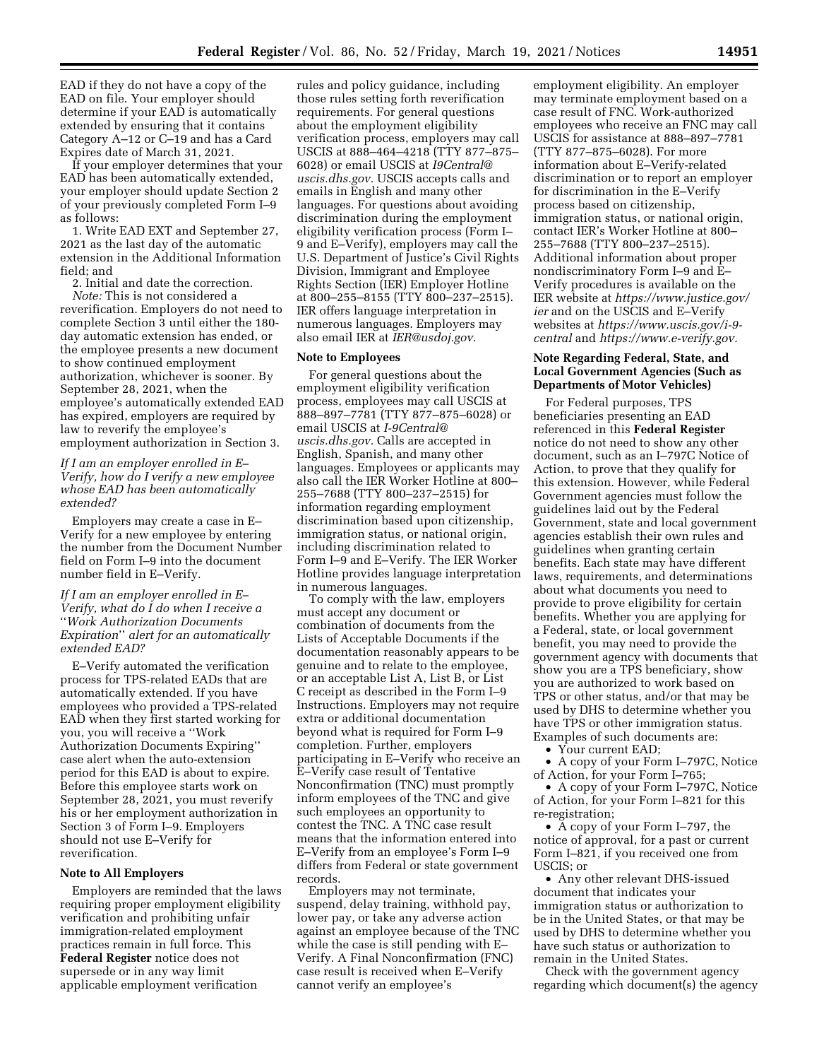EAD if they do not have a copy of the EAD on file. Your employer should determine if your EAD is automatically extended by ensuring that it contains Category A–12 or C–19 and has a Card Expires date of March 31, 2021.

If your employer determines that your EAD has been automatically extended, your employer should update Section 2 of your previously completed Form I–9 as follows:

1. Write EAD EXT and September 27, 2021 as the last day of the automatic extension in the Additional Information field; and

2. Initial and date the correction.

*Note:* This is not considered a reverification. Employers do not need to complete Section 3 until either the 180-day automatic extension has ended, or the employee presents a new document to show continued employment authorization, whichever is sooner. By September 28, 2021, when the employee's automatically extended EAD has expired, employers are required by law to reverify the employee's employment authorization in Section 3.

*If I am an employer enrolled in E–Verify, how do I verify a new employee whose EAD has been automatically extended?*

Employers may create a case in E–Verify for a new employee by entering the number from the Document Number field on Form I–9 into the document number field in E–Verify.

*If I am an employer enrolled in E–Verify, what do I do when I receive a ''Work Authorization Documents Expiration'' alert for an automatically extended EAD?*

E–Verify automated the verification process for TPS-related EADs that are automatically extended. If you have employees who provided a TPS-related EAD when they first started working for you, you will receive a ''Work Authorization Documents Expiring'' case alert when the auto-extension period for this EAD is about to expire. Before this employee starts work on September 28, 2021, you must reverify his or her employment authorization in Section 3 of Form I–9. Employers should not use E–Verify for reverification.

**Note to All Employers**

Employers are reminded that the laws requiring proper employment eligibility verification and prohibiting unfair immigration-related employment practices remain in full force. This **Federal Register** notice does not supersede or in any way limit applicable employment verification rules and policy guidance, including those rules setting forth reverification requirements. For general questions about the employment eligibility verification process, employers may call USCIS at 888–464–4218 (TTY 877–875–6028) or email USCIS at *I9Central@uscis.dhs.gov*. USCIS accepts calls and emails in English and many other languages. For questions about avoiding discrimination during the employment eligibility verification process (Form I–9 and E–Verify), employers may call the U.S. Department of Justice's Civil Rights Division, Immigrant and Employee Rights Section (IER) Employer Hotline at 800–255–8155 (TTY 800–237–2515). IER offers language interpretation in numerous languages. Employers may also email IER at *IER@usdoj.gov.*

**Note to Employees**

For general questions about the employment eligibility verification process, employees may call USCIS at 888–897–7781 (TTY 877–875–6028) or email USCIS at *I-9Central@uscis.dhs.gov.* Calls are accepted in English, Spanish, and many other languages. Employees or applicants may also call the IER Worker Hotline at 800–255–7688 (TTY 800–237–2515) for information regarding employment discrimination based upon citizenship, immigration status, or national origin, including discrimination related to Form I–9 and E–Verify. The IER Worker Hotline provides language interpretation in numerous languages.

To comply with the law, employers must accept any document or combination of documents from the Lists of Acceptable Documents if the documentation reasonably appears to be genuine and to relate to the employee, or an acceptable List A, List B, or List C receipt as described in the Form I–9 Instructions. Employers may not require extra or additional documentation beyond what is required for Form I–9 completion. Further, employers participating in E–Verify who receive an E–Verify case result of Tentative Nonconfirmation (TNC) must promptly inform employees of the TNC and give such employees an opportunity to contest the TNC. A TNC case result means that the information entered into E–Verify from an employee's Form I–9 differs from Federal or state government records.

Employers may not terminate, suspend, delay training, withhold pay, lower pay, or take any adverse action against an employee because of the TNC while the case is still pending with E–Verify. A Final Nonconfirmation (FNC) case result is received when E–Verify cannot verify an employee's employment eligibility. An employer may terminate employment based on a case result of FNC. Work-authorized employees who receive an FNC may call USCIS for assistance at 888–897–7781 (TTY 877–875–6028). For more information about E–Verify-related discrimination or to report an employer for discrimination in the E–Verify process based on citizenship, immigration status, or national origin, contact IER's Worker Hotline at 800–255–7688 (TTY 800–237–2515). Additional information about proper nondiscriminatory Form I–9 and E–Verify procedures is available on the IER website at *https://www.justice.gov/ier* and on the USCIS and E–Verify websites at *https://www.uscis.gov/i-9-central* and *https://www.e-verify.gov*.

**Note Regarding Federal, State, and Local Government Agencies (Such as Departments of Motor Vehicles)**

For Federal purposes, TPS beneficiaries presenting an EAD referenced in this **Federal Register** notice do not need to show any other document, such as an I–797C Notice of Action, to prove that they qualify for this extension. However, while Federal Government agencies must follow the guidelines laid out by the Federal Government, state and local government agencies establish their own rules and guidelines when granting certain benefits. Each state may have different laws, requirements, and determinations about what documents you need to provide to prove eligibility for certain benefits. Whether you are applying for a Federal, state, or local government benefit, you may need to provide the government agency with documents that show you are a TPS beneficiary, show you are authorized to work based on TPS or other status, and/or that may be used by DHS to determine whether you have TPS or other immigration status. Examples of such documents are:

- Your current EAD;
- A copy of your Form I–797C, Notice of Action, for your Form I–765;
- A copy of your Form I–797C, Notice of Action, for your Form I–821 for this re-registration;
- A copy of your Form I–797, the notice of approval, for a past or current Form I–821, if you received one from USCIS; or
- Any other relevant DHS-issued document that indicates your immigration status or authorization to be in the United States, or that may be used by DHS to determine whether you have such status or authorization to remain in the United States.

Check with the government agency regarding which document(s) the agency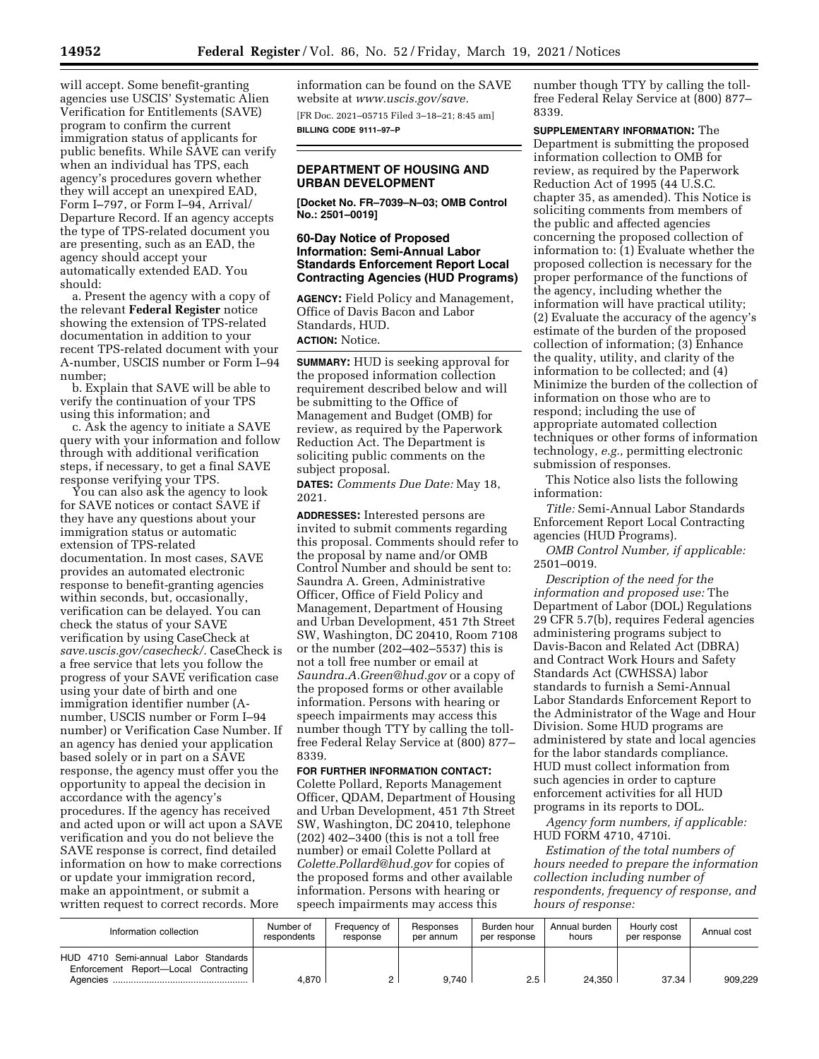will accept. Some benefit-granting agencies use USCIS' Systematic Alien Verification for Entitlements (SAVE) program to confirm the current immigration status of applicants for public benefits. While SAVE can verify when an individual has TPS, each agency's procedures govern whether they will accept an unexpired EAD, Form I–797, or Form I–94, Arrival/Departure Record. If an agency accepts the type of TPS-related document you are presenting, such as an EAD, the agency should accept your automatically extended EAD. You should:

a. Present the agency with a copy of the relevant **Federal Register** notice showing the extension of TPS-related documentation in addition to your recent TPS-related document with your A-number, USCIS number or Form I–94 number;

b. Explain that SAVE will be able to verify the continuation of your TPS using this information; and

c. Ask the agency to initiate a SAVE query with your information and follow through with additional verification steps, if necessary, to get a final SAVE response verifying your TPS.

You can also ask the agency to look for SAVE notices or contact SAVE if they have any questions about your immigration status or automatic extension of TPS-related documentation. In most cases, SAVE provides an automated electronic response to benefit-granting agencies within seconds, but, occasionally, verification can be delayed. You can check the status of your SAVE verification by using CaseCheck at *save.uscis.gov/casecheck/.* CaseCheck is a free service that lets you follow the progress of your SAVE verification case using your date of birth and one immigration identifier number (A-number, USCIS number or Form I–94 number) or Verification Case Number. If an agency has denied your application based solely or in part on a SAVE response, the agency must offer you the opportunity to appeal the decision in accordance with the agency's procedures. If the agency has received and acted upon or will act upon a SAVE verification and you do not believe the SAVE response is correct, find detailed information on how to make corrections or update your immigration record, make an appointment, or submit a written request to correct records. More information can be found on the SAVE website at *www.uscis.gov/save.*

[FR Doc. 2021–05715 Filed 3–18–21; 8:45 am]

**BILLING CODE 9111–97–P**

## DEPARTMENT OF HOUSING AND URBAN DEVELOPMENT

**[Docket No. FR–7039–N–03; OMB Control No.: 2501–0019]**

### 60-Day Notice of Proposed Information: Semi-Annual Labor Standards Enforcement Report Local Contracting Agencies (HUD Programs)

**AGENCY:** Field Policy and Management, Office of Davis Bacon and Labor Standards, HUD.

**ACTION:** Notice.

**SUMMARY:** HUD is seeking approval for the proposed information collection requirement described below and will be submitting to the Office of Management and Budget (OMB) for review, as required by the Paperwork Reduction Act. The Department is soliciting public comments on the subject proposal.

**DATES:** *Comments Due Date:* May 18, 2021.

**ADDRESSES:** Interested persons are invited to submit comments regarding this proposal. Comments should refer to the proposal by name and/or OMB Control Number and should be sent to: Saundra A. Green, Administrative Officer, Office of Field Policy and Management, Department of Housing and Urban Development, 451 7th Street SW, Washington, DC 20410, Room 7108 or the number (202–402–5537) this is not a toll free number or email at *Saundra.A.Green@hud.gov* or a copy of the proposed forms or other available information. Persons with hearing or speech impairments may access this number though TTY by calling the toll-free Federal Relay Service at (800) 877–8339.

**FOR FURTHER INFORMATION CONTACT:** Colette Pollard, Reports Management Officer, QDAM, Department of Housing and Urban Development, 451 7th Street SW, Washington, DC 20410, telephone (202) 402–3400 (this is not a toll free number) or email Colette Pollard at *Colette.Pollard@hud.gov* for copies of the proposed forms and other available information. Persons with hearing or speech impairments may access this number though TTY by calling the toll-free Federal Relay Service at (800) 877–8339.

**SUPPLEMENTARY INFORMATION:** The Department is submitting the proposed information collection to OMB for review, as required by the Paperwork Reduction Act of 1995 (44 U.S.C. chapter 35, as amended). This Notice is soliciting comments from members of the public and affected agencies concerning the proposed collection of information to: (1) Evaluate whether the proposed collection is necessary for the proper performance of the functions of the agency, including whether the information will have practical utility; (2) Evaluate the accuracy of the agency's estimate of the burden of the proposed collection of information; (3) Enhance the quality, utility, and clarity of the information to be collected; and (4) Minimize the burden of the collection of information on those who are to respond; including the use of appropriate automated collection techniques or other forms of information technology, *e.g.,* permitting electronic submission of responses.

This Notice also lists the following information:

*Title:* Semi-Annual Labor Standards Enforcement Report Local Contracting agencies (HUD Programs).

*OMB Control Number, if applicable:* 2501–0019.

*Description of the need for the information and proposed use:* The Department of Labor (DOL) Regulations 29 CFR 5.7(b), requires Federal agencies administering programs subject to Davis-Bacon and Related Act (DBRA) and Contract Work Hours and Safety Standards Act (CWHSSA) labor standards to furnish a Semi-Annual Labor Standards Enforcement Report to the Administrator of the Wage and Hour Division. Some HUD programs are administered by state and local agencies for the labor standards compliance. HUD must collect information from such agencies in order to capture enforcement activities for all HUD programs in its reports to DOL.

*Agency form numbers, if applicable:* HUD FORM 4710, 4710i.

*Estimation of the total numbers of hours needed to prepare the information collection including number of respondents, frequency of response, and hours of response:*

| Information collection | Number of respondents | Frequency of response | Responses per annum | Burden hour per response | Annual burden hours | Hourly cost per response | Annual cost |
|---|---|---|---|---|---|---|---|
| HUD 4710 Semi-annual Labor Standards Enforcement Report—Local Contracting Agencies | 4,870 | 2 | 9,740 | 2.5 | 24,350 | 37.34 | 909,229 |